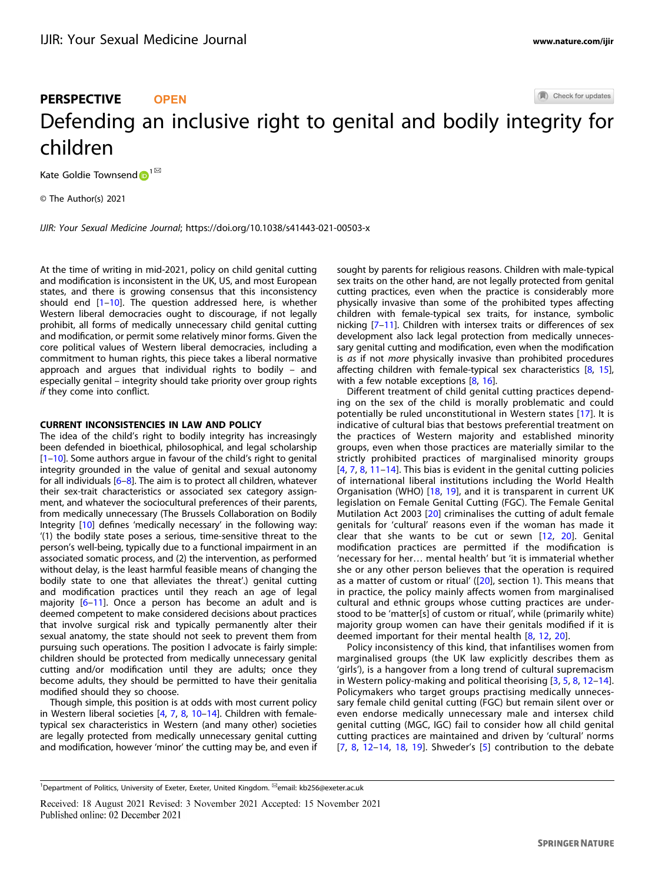**PERSPECTIVE** OPEN

# Defending an inclusive right to genital and bodily integrity for children

Kate Goldie Townsend [1]

© The Author(s) 2021

*IJIR: Your Sexual Medicine Journal*; https://doi.org/10.1038/s41443-021-00503-x

At the time of writing in mid-2021, policy on child genital cutting and modification is inconsistent in the UK, US, and most European states, and there is growing consensus that this inconsistency should end [1–10]. The question addressed here, is whether Western liberal democracies ought to discourage, if not legally prohibit, all forms of medically unnecessary child genital cutting and modification, or permit some relatively minor forms. Given the core political values of Western liberal democracies, including a commitment to human rights, this piece takes a liberal normative approach and argues that individual rights to bodily – and especially genital – integrity should take priority over group rights *if* they come into conflict.

## CURRENT INCONSISTENCIES IN LAW AND POLICY

The idea of the child's right to bodily integrity has increasingly been defended in bioethical, philosophical, and legal scholarship [1–10]. Some authors argue in favour of the child's right to genital integrity grounded in the value of genital and sexual autonomy for all individuals [6–8]. The aim is to protect all children, whatever their sex-trait characteristics or associated sex category assignment, and whatever the sociocultural preferences of their parents, from medically unnecessary (The Brussels Collaboration on Bodily Integrity [10] defines 'medically necessary' in the following way: '(1) the bodily state poses a serious, time-sensitive threat to the person's well-being, typically due to a functional impairment in an associated somatic process, and (2) the intervention, as performed without delay, is the least harmful feasible means of changing the bodily state to one that alleviates the threat'.) genital cutting and modification practices until they reach an age of legal majority [6–11]. Once a person has become an adult and is deemed competent to make considered decisions about practices that involve surgical risk and typically permanently alter their sexual anatomy, the state should not seek to prevent them from pursuing such operations. The position I advocate is fairly simple: children should be protected from medically unnecessary genital cutting and/or modification until they are adults; once they become adults, they should be permitted to have their genitalia modified should they so choose.

Though simple, this position is at odds with most current policy in Western liberal societies [4, 7, 8, 10–14]. Children with female-typical sex characteristics in Western (and many other) societies are legally protected from medically unnecessary genital cutting and modification, however 'minor' the cutting may be, and even if sought by parents for religious reasons. Children with male-typical sex traits on the other hand, are not legally protected from genital cutting practices, even when the practice is considerably more physically invasive than some of the prohibited types affecting children with female-typical sex traits, for instance, symbolic nicking [7–11]. Children with intersex traits or differences of sex development also lack legal protection from medically unnecessary genital cutting and modification, even when the modification is *as* if not *more* physically invasive than prohibited procedures affecting children with female-typical sex characteristics [8, 15], with a few notable exceptions [8, 16].

Different treatment of child genital cutting practices depending on the sex of the child is morally problematic and could potentially be ruled unconstitutional in Western states [17]. It is indicative of cultural bias that bestows preferential treatment on the practices of Western majority and established minority groups, even when those practices are materially similar to the strictly prohibited practices of marginalised minority groups [4, 7, 8, 11–14]. This bias is evident in the genital cutting policies of international liberal institutions including the World Health Organisation (WHO) [18, 19], and it is transparent in current UK legislation on Female Genital Cutting (FGC). The Female Genital Mutilation Act 2003 [20] criminalises the cutting of adult female genitals for 'cultural' reasons even if the woman has made it clear that she wants to be cut or sewn [12, 20]. Genital modification practices are permitted if the modification is 'necessary for her… mental health' but 'it is immaterial whether she or any other person believes that the operation is required as a matter of custom or ritual' ([20], section 1). This means that in practice, the policy mainly affects women from marginalised cultural and ethnic groups whose cutting practices are understood to be 'matter[s] of custom or ritual', while (primarily white) majority group women can have their genitals modified if it is deemed important for their mental health [8, 12, 20].

Policy inconsistency of this kind, that infantilises women from marginalised groups (the UK law explicitly describes them as 'girls'), is a hangover from a long trend of cultural supremacism in Western policy-making and political theorising [3, 5, 8, 12–14]. Policymakers who target groups practising medically unnecessary female child genital cutting (FGC) but remain silent over or even endorse medically unnecessary male and intersex child genital cutting (MGC, IGC) fail to consider how all child genital cutting practices are maintained and driven by 'cultural' norms [7, 8, 12–14, 18, 19]. Shweder's [5] contribution to the debate

[1]Department of Politics, University of Exeter, Exeter, United Kingdom. email: kb256@exeter.ac.uk

Received: 18 August 2021 Revised: 3 November 2021 Accepted: 15 November 2021
Published online: 02 December 2021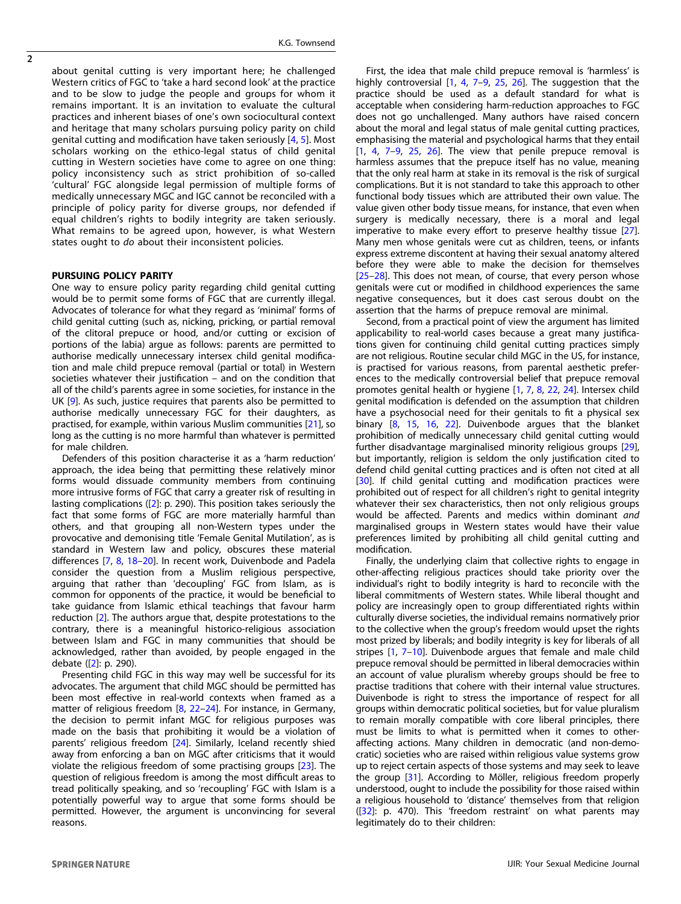about genital cutting is very important here; he challenged Western critics of FGC to 'take a hard second look' at the practice and to be slow to judge the people and groups for whom it remains important. It is an invitation to evaluate the cultural practices and inherent biases of one's own sociocultural context and heritage that many scholars pursuing policy parity on child genital cutting and modification have taken seriously [4, 5]. Most scholars working on the ethico-legal status of child genital cutting in Western societies have come to agree on one thing: policy inconsistency such as strict prohibition of so-called 'cultural' FGC alongside legal permission of multiple forms of medically unnecessary MGC and IGC cannot be reconciled with a principle of policy parity for diverse groups, nor defended if equal children's rights to bodily integrity are taken seriously. What remains to be agreed upon, however, is what Western states ought to *do* about their inconsistent policies.

## PURSUING POLICY PARITY

One way to ensure policy parity regarding child genital cutting would be to permit some forms of FGC that are currently illegal. Advocates of tolerance for what they regard as 'minimal' forms of child genital cutting (such as, nicking, pricking, or partial removal of the clitoral prepuce or hood, and/or cutting or excision of portions of the labia) argue as follows: parents are permitted to authorise medically unnecessary intersex child genital modification and male child prepuce removal (partial or total) in Western societies whatever their justification – and on the condition that all of the child's parents agree in some societies, for instance in the UK [9]. As such, justice requires that parents also be permitted to authorise medically unnecessary FGC for their daughters, as practised, for example, within various Muslim communities [21], so long as the cutting is no more harmful than whatever is permitted for male children.

Defenders of this position characterise it as a 'harm reduction' approach, the idea being that permitting these relatively minor forms would dissuade community members from continuing more intrusive forms of FGC that carry a greater risk of resulting in lasting complications ([2]: p. 290). This position takes seriously the fact that some forms of FGC are more materially harmful than others, and that grouping all non-Western types under the provocative and demonising title 'Female Genital Mutilation', as is standard in Western law and policy, obscures these material differences [7, 8, 18–20]. In recent work, Duivenbode and Padela consider the question from a Muslim religious perspective, arguing that rather than 'decoupling' FGC from Islam, as is common for opponents of the practice, it would be beneficial to take guidance from Islamic ethical teachings that favour harm reduction [2]. The authors argue that, despite protestations to the contrary, there is a meaningful historico-religious association between Islam and FGC in many communities that should be acknowledged, rather than avoided, by people engaged in the debate ([2]: p. 290).

Presenting child FGC in this way may well be successful for its advocates. The argument that child MGC should be permitted has been most effective in real-world contexts when framed as a matter of religious freedom [8, 22–24]. For instance, in Germany, the decision to permit infant MGC for religious purposes was made on the basis that prohibiting it would be a violation of parents' religious freedom [24]. Similarly, Iceland recently shied away from enforcing a ban on MGC after criticisms that it would violate the religious freedom of some practising groups [23]. The question of religious freedom is among the most difficult areas to tread politically speaking, and so 'recoupling' FGC with Islam is a potentially powerful way to argue that some forms should be permitted. However, the argument is unconvincing for several reasons.

First, the idea that male child prepuce removal is 'harmless' is highly controversial [1, 4, 7–9, 25, 26]. The suggestion that the practice should be used as a default standard for what is acceptable when considering harm-reduction approaches to FGC does not go unchallenged. Many authors have raised concern about the moral and legal status of male genital cutting practices, emphasising the material and psychological harms that they entail [1, 4, 7–9, 25, 26]. The view that penile prepuce removal is harmless assumes that the prepuce itself has no value, meaning that the only real harm at stake in its removal is the risk of surgical complications. But it is not standard to take this approach to other functional body tissues which are attributed their own value. The value given other body tissue means, for instance, that even when surgery is medically necessary, there is a moral and legal imperative to make every effort to preserve healthy tissue [27]. Many men whose genitals were cut as children, teens, or infants express extreme discontent at having their sexual anatomy altered before they were able to make the decision for themselves [25–28]. This does not mean, of course, that every person whose genitals were cut or modified in childhood experiences the same negative consequences, but it does cast serous doubt on the assertion that the harms of prepuce removal are minimal.

Second, from a practical point of view the argument has limited applicability to real-world cases because a great many justifications given for continuing child genital cutting practices simply are not religious. Routine secular child MGC in the US, for instance, is practised for various reasons, from parental aesthetic preferences to the medically controversial belief that prepuce removal promotes genital health or hygiene [1, 7, 8, 22, 24]. Intersex child genital modification is defended on the assumption that children have a psychosocial need for their genitals to fit a physical sex binary [8, 15, 16, 22]. Duivenbode argues that the blanket prohibition of medically unnecessary child genital cutting would further disadvantage marginalised minority religious groups [29], but importantly, religion is seldom the only justification cited to defend child genital cutting practices and is often not cited at all [30]. If child genital cutting and modification practices were prohibited out of respect for all children's right to genital integrity whatever their sex characteristics, then not only religious groups would be affected. Parents and medics within dominant *and* marginalised groups in Western states would have their value preferences limited by prohibiting all child genital cutting and modification.

Finally, the underlying claim that collective rights to engage in other-affecting religious practices should take priority over the individual's right to bodily integrity is hard to reconcile with the liberal commitments of Western states. While liberal thought and policy are increasingly open to group differentiated rights within culturally diverse societies, the individual remains normatively prior to the collective when the group's freedom would upset the rights most prized by liberals; and bodily integrity is key for liberals of all stripes [1, 7–10]. Duivenbode argues that female and male child prepuce removal should be permitted in liberal democracies within an account of value pluralism whereby groups should be free to practise traditions that cohere with their internal value structures. Duivenbode is right to stress the importance of respect for all groups within democratic political societies, but for value pluralism to remain morally compatible with core liberal principles, there must be limits to what is permitted when it comes to other-affecting actions. Many children in democratic (and non-democratic) societies who are raised within religious value systems grow up to reject certain aspects of those systems and may seek to leave the group [31]. According to Möller, religious freedom properly understood, ought to include the possibility for those raised within a religious household to 'distance' themselves from that religion ([32]: p. 470). This 'freedom restraint' on what parents may legitimately do to their children: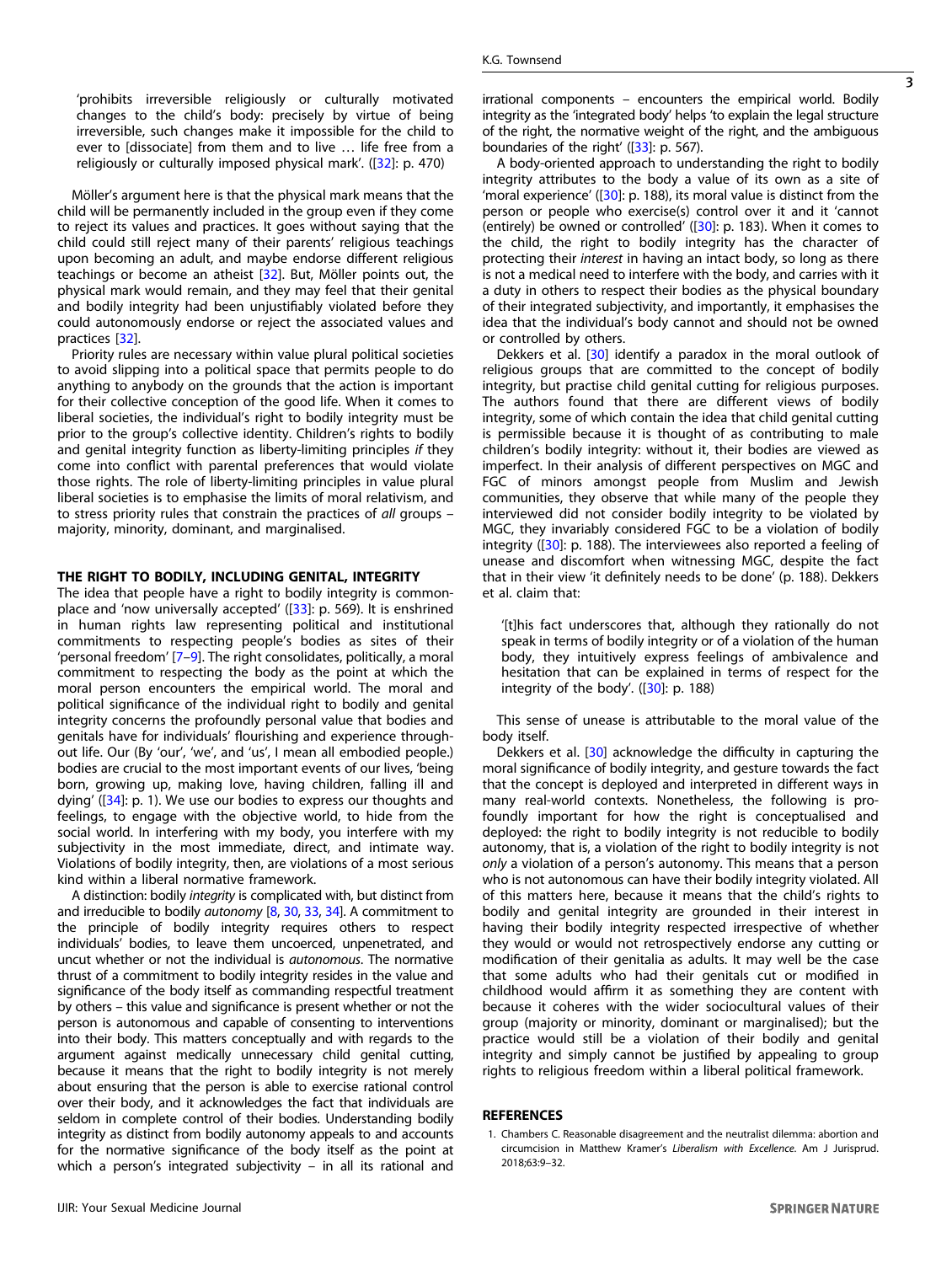'prohibits irreversible religiously or culturally motivated changes to the child's body: precisely by virtue of being irreversible, such changes make it impossible for the child to ever to [dissociate] from them and to live … life free from a religiously or culturally imposed physical mark'. ([32]: p. 470)

Möller's argument here is that the physical mark means that the child will be permanently included in the group even if they come to reject its values and practices. It goes without saying that the child could still reject many of their parents' religious teachings upon becoming an adult, and maybe endorse different religious teachings or become an atheist [32]. But, Möller points out, the physical mark would remain, and they may feel that their genital and bodily integrity had been unjustifiably violated before they could autonomously endorse or reject the associated values and practices [32].

Priority rules are necessary within value plural political societies to avoid slipping into a political space that permits people to do anything to anybody on the grounds that the action is important for their collective conception of the good life. When it comes to liberal societies, the individual's right to bodily integrity must be prior to the group's collective identity. Children's rights to bodily and genital integrity function as liberty-limiting principles *if* they come into conflict with parental preferences that would violate those rights. The role of liberty-limiting principles in value plural liberal societies is to emphasise the limits of moral relativism, and to stress priority rules that constrain the practices of *all* groups – majority, minority, dominant, and marginalised.

## THE RIGHT TO BODILY, INCLUDING GENITAL, INTEGRITY

The idea that people have a right to bodily integrity is commonplace and 'now universally accepted' ([33]: p. 569). It is enshrined in human rights law representing political and institutional commitments to respecting people's bodies as sites of their 'personal freedom' [7–9]. The right consolidates, politically, a moral commitment to respecting the body as the point at which the moral person encounters the empirical world. The moral and political significance of the individual right to bodily and genital integrity concerns the profoundly personal value that bodies and genitals have for individuals' flourishing and experience throughout life. Our (By 'our', 'we', and 'us', I mean all embodied people.) bodies are crucial to the most important events of our lives, 'being born, growing up, making love, having children, falling ill and dying' ([34]: p. 1). We use our bodies to express our thoughts and feelings, to engage with the objective world, to hide from the social world. In interfering with my body, you interfere with my subjectivity in the most immediate, direct, and intimate way. Violations of bodily integrity, then, are violations of a most serious kind within a liberal normative framework.

A distinction: bodily *integrity* is complicated with, but distinct from and irreducible to bodily *autonomy* [8, 30, 33, 34]. A commitment to the principle of bodily integrity requires others to respect individuals' bodies, to leave them uncoerced, unpenetrated, and uncut whether or not the individual is *autonomous*. The normative thrust of a commitment to bodily integrity resides in the value and significance of the body itself as commanding respectful treatment by others – this value and significance is present whether or not the person is autonomous and capable of consenting to interventions into their body. This matters conceptually and with regards to the argument against medically unnecessary child genital cutting, because it means that the right to bodily integrity is not merely about ensuring that the person is able to exercise rational control over their body, and it acknowledges the fact that individuals are seldom in complete control of their bodies. Understanding bodily integrity as distinct from bodily autonomy appeals to and accounts for the normative significance of the body itself as the point at which a person's integrated subjectivity – in all its rational and irrational components – encounters the empirical world. Bodily integrity as the 'integrated body' helps 'to explain the legal structure of the right, the normative weight of the right, and the ambiguous boundaries of the right' ([33]: p. 567).

A body-oriented approach to understanding the right to bodily integrity attributes to the body a value of its own as a site of 'moral experience' ([30]: p. 188), its moral value is distinct from the person or people who exercise(s) control over it and it 'cannot (entirely) be owned or controlled' ([30]: p. 183). When it comes to the child, the right to bodily integrity has the character of protecting their *interest* in having an intact body, so long as there is not a medical need to interfere with the body, and carries with it a duty in others to respect their bodies as the physical boundary of their integrated subjectivity, and importantly, it emphasises the idea that the individual's body cannot and should not be owned or controlled by others.

Dekkers et al. [30] identify a paradox in the moral outlook of religious groups that are committed to the concept of bodily integrity, but practise child genital cutting for religious purposes. The authors found that there are different views of bodily integrity, some of which contain the idea that child genital cutting is permissible because it is thought of as contributing to male children's bodily integrity: without it, their bodies are viewed as imperfect. In their analysis of different perspectives on MGC and FGC of minors amongst people from Muslim and Jewish communities, they observe that while many of the people they interviewed did not consider bodily integrity to be violated by MGC, they invariably considered FGC to be a violation of bodily integrity ([30]: p. 188). The interviewees also reported a feeling of unease and discomfort when witnessing MGC, despite the fact that in their view 'it definitely needs to be done' (p. 188). Dekkers et al. claim that:

> '[t]his fact underscores that, although they rationally do not speak in terms of bodily integrity or of a violation of the human body, they intuitively express feelings of ambivalence and hesitation that can be explained in terms of respect for the integrity of the body'. ([30]: p. 188)

This sense of unease is attributable to the moral value of the body itself.

Dekkers et al. [30] acknowledge the difficulty in capturing the moral significance of bodily integrity, and gesture towards the fact that the concept is deployed and interpreted in different ways in many real-world contexts. Nonetheless, the following is profoundly important for how the right is conceptualised and deployed: the right to bodily integrity is not reducible to bodily autonomy, that is, a violation of the right to bodily integrity is not *only* a violation of a person's autonomy. This means that a person who is not autonomous can have their bodily integrity violated. All of this matters here, because it means that the child's rights to bodily and genital integrity are grounded in their interest in having their bodily integrity respected irrespective of whether they would or would not retrospectively endorse any cutting or modification of their genitalia as adults. It may well be the case that some adults who had their genitals cut or modified in childhood would affirm it as something they are content with because it coheres with the wider sociocultural values of their group (majority or minority, dominant or marginalised); but the practice would still be a violation of their bodily and genital integrity and simply cannot be justified by appealing to group rights to religious freedom within a liberal political framework.

## REFERENCES

1. Chambers C. Reasonable disagreement and the neutralist dilemma: abortion and circumcision in Matthew Kramer's *Liberalism with Excellence*. Am J Jurisprud. 2018;63:9–32.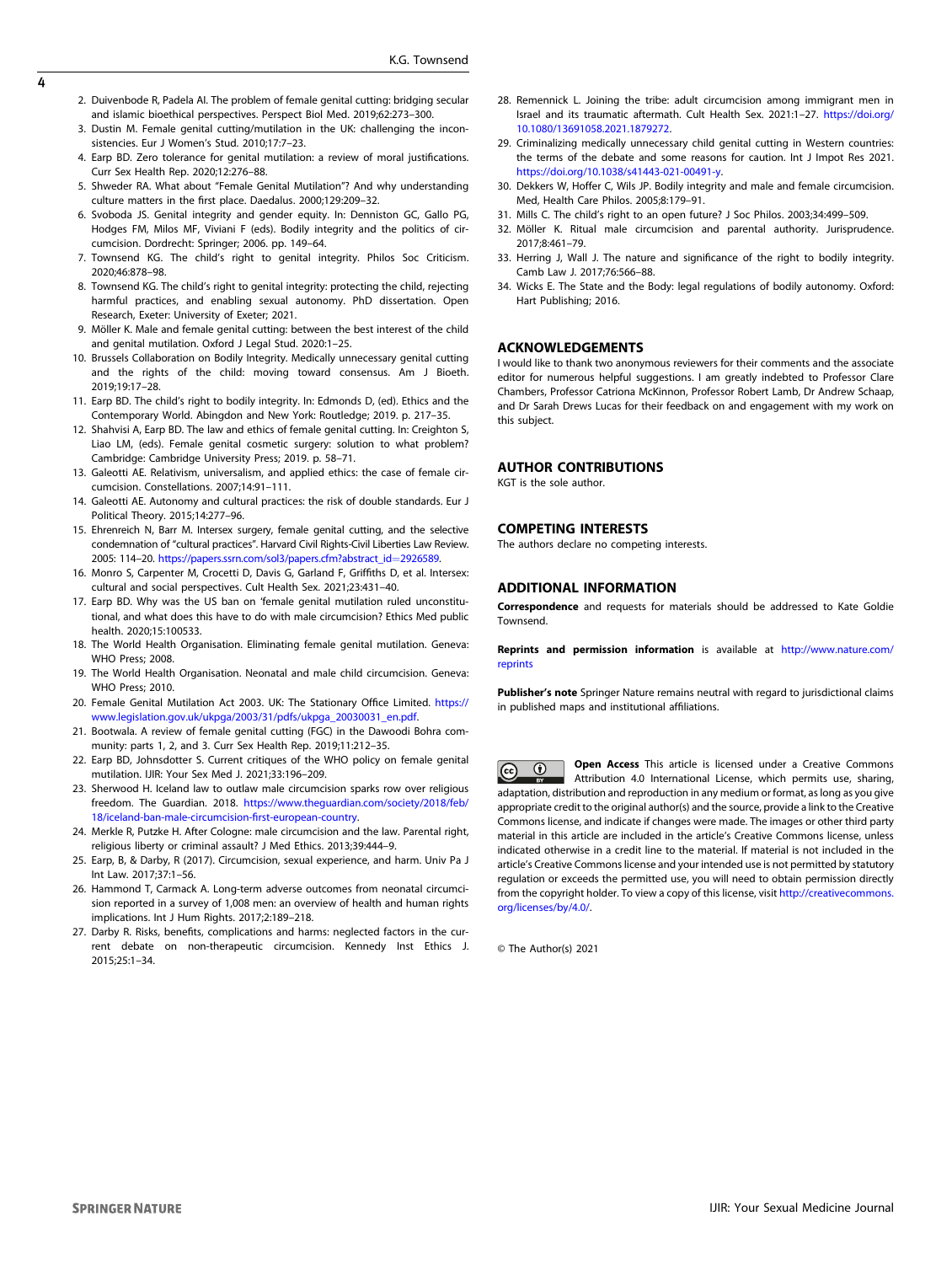2. Duivenbode R, Padela AI. The problem of female genital cutting: bridging secular and islamic bioethical perspectives. Perspect Biol Med. 2019;62:273–300.
3. Dustin M. Female genital cutting/mutilation in the UK: challenging the inconsistencies. Eur J Women's Stud. 2010;17:7–23.
4. Earp BD. Zero tolerance for genital mutilation: a review of moral justifications. Curr Sex Health Rep. 2020;12:276–88.
5. Shweder RA. What about "Female Genital Mutilation"? And why understanding culture matters in the first place. Daedalus. 2000;129:209–32.
6. Svoboda JS. Genital integrity and gender equity. In: Denniston GC, Gallo PG, Hodges FM, Milos MF, Viviani F (eds). Bodily integrity and the politics of circumcision. Dordrecht: Springer; 2006. pp. 149–64.
7. Townsend KG. The child's right to genital integrity. Philos Soc Criticism. 2020;46:878–98.
8. Townsend KG. The child's right to genital integrity: protecting the child, rejecting harmful practices, and enabling sexual autonomy. PhD dissertation. Open Research, Exeter: University of Exeter; 2021.
9. Möller K. Male and female genital cutting: between the best interest of the child and genital mutilation. Oxford J Legal Stud. 2020:1–25.
10. Brussels Collaboration on Bodily Integrity. Medically unnecessary genital cutting and the rights of the child: moving toward consensus. Am J Bioeth. 2019;19:17–28.
11. Earp BD. The child's right to bodily integrity. In: Edmonds D, (ed). Ethics and the Contemporary World. Abingdon and New York: Routledge; 2019. p. 217–35.
12. Shahvisi A, Earp BD. The law and ethics of female genital cutting. In: Creighton S, Liao LM, (eds). Female genital cosmetic surgery: solution to what problem? Cambridge: Cambridge University Press; 2019. p. 58–71.
13. Galeotti AE. Relativism, universalism, and applied ethics: the case of female circumcision. Constellations. 2007;14:91–111.
14. Galeotti AE. Autonomy and cultural practices: the risk of double standards. Eur J Political Theory. 2015;14:277–96.
15. Ehrenreich N, Barr M. Intersex surgery, female genital cutting, and the selective condemnation of "cultural practices". Harvard Civil Rights-Civil Liberties Law Review. 2005: 114–20. https://papers.ssrn.com/sol3/papers.cfm?abstract_id=2926589.
16. Monro S, Carpenter M, Crocetti D, Davis G, Garland F, Griffiths D, et al. Intersex: cultural and social perspectives. Cult Health Sex. 2021;23:431–40.
17. Earp BD. Why was the US ban on 'female genital mutilation ruled unconstitutional, and what does this have to do with male circumcision? Ethics Med public health. 2020;15:100533.
18. The World Health Organisation. Eliminating female genital mutilation. Geneva: WHO Press; 2008.
19. The World Health Organisation. Neonatal and male child circumcision. Geneva: WHO Press; 2010.
20. Female Genital Mutilation Act 2003. UK: The Stationary Office Limited. https://www.legislation.gov.uk/ukpga/2003/31/pdfs/ukpga_20030031_en.pdf.
21. Bootwala. A review of female genital cutting (FGC) in the Dawoodi Bohra community: parts 1, 2, and 3. Curr Sex Health Rep. 2019;11:212–35.
22. Earp BD, Johnsdotter S. Current critiques of the WHO policy on female genital mutilation. IJIR: Your Sex Med J. 2021;33:196–209.
23. Sherwood H. Iceland law to outlaw male circumcision sparks row over religious freedom. The Guardian. 2018. https://www.theguardian.com/society/2018/feb/18/iceland-ban-male-circumcision-first-european-country.
24. Merkle R, Putzke H. After Cologne: male circumcision and the law. Parental right, religious liberty or criminal assault? J Med Ethics. 2013;39:444–9.
25. Earp, B, & Darby, R (2017). Circumcision, sexual experience, and harm. Univ Pa J Int Law. 2017;37:1–56.
26. Hammond T, Carmack A. Long-term adverse outcomes from neonatal circumcision reported in a survey of 1,008 men: an overview of health and human rights implications. Int J Hum Rights. 2017;2:189–218.
27. Darby R. Risks, benefits, complications and harms: neglected factors in the current debate on non-therapeutic circumcision. Kennedy Inst Ethics J. 2015;25:1–34.
28. Remennick L. Joining the tribe: adult circumcision among immigrant men in Israel and its traumatic aftermath. Cult Health Sex. 2021:1–27. https://doi.org/10.1080/13691058.2021.1879272.
29. Criminalizing medically unnecessary child genital cutting in Western countries: the terms of the debate and some reasons for caution. Int J Impot Res 2021. https://doi.org/10.1038/s41443-021-00491-y.
30. Dekkers W, Hoffer C, Wils JP. Bodily integrity and male and female circumcision. Med, Health Care Philos. 2005;8:179–91.
31. Mills C. The child's right to an open future? J Soc Philos. 2003;34:499–509.
32. Möller K. Ritual male circumcision and parental authority. Jurisprudence. 2017;8:461–79.
33. Herring J, Wall J. The nature and significance of the right to bodily integrity. Camb Law J. 2017;76:566–88.
34. Wicks E. The State and the Body: legal regulations of bodily autonomy. Oxford: Hart Publishing; 2016.

## ACKNOWLEDGEMENTS

I would like to thank two anonymous reviewers for their comments and the associate editor for numerous helpful suggestions. I am greatly indebted to Professor Clare Chambers, Professor Catriona McKinnon, Professor Robert Lamb, Dr Andrew Schaap, and Dr Sarah Drews Lucas for their feedback on and engagement with my work on this subject.

## AUTHOR CONTRIBUTIONS

KGT is the sole author.

## COMPETING INTERESTS

The authors declare no competing interests.

## ADDITIONAL INFORMATION

**Correspondence** and requests for materials should be addressed to Kate Goldie Townsend.

**Reprints and permission information** is available at http://www.nature.com/reprints

**Publisher's note** Springer Nature remains neutral with regard to jurisdictional claims in published maps and institutional affiliations.

**Open Access** This article is licensed under a Creative Commons Attribution 4.0 International License, which permits use, sharing, adaptation, distribution and reproduction in any medium or format, as long as you give appropriate credit to the original author(s) and the source, provide a link to the Creative Commons license, and indicate if changes were made. The images or other third party material in this article are included in the article's Creative Commons license, unless indicated otherwise in a credit line to the material. If material is not included in the article's Creative Commons license and your intended use is not permitted by statutory regulation or exceeds the permitted use, you will need to obtain permission directly from the copyright holder. To view a copy of this license, visit http://creativecommons.org/licenses/by/4.0/.

© The Author(s) 2021